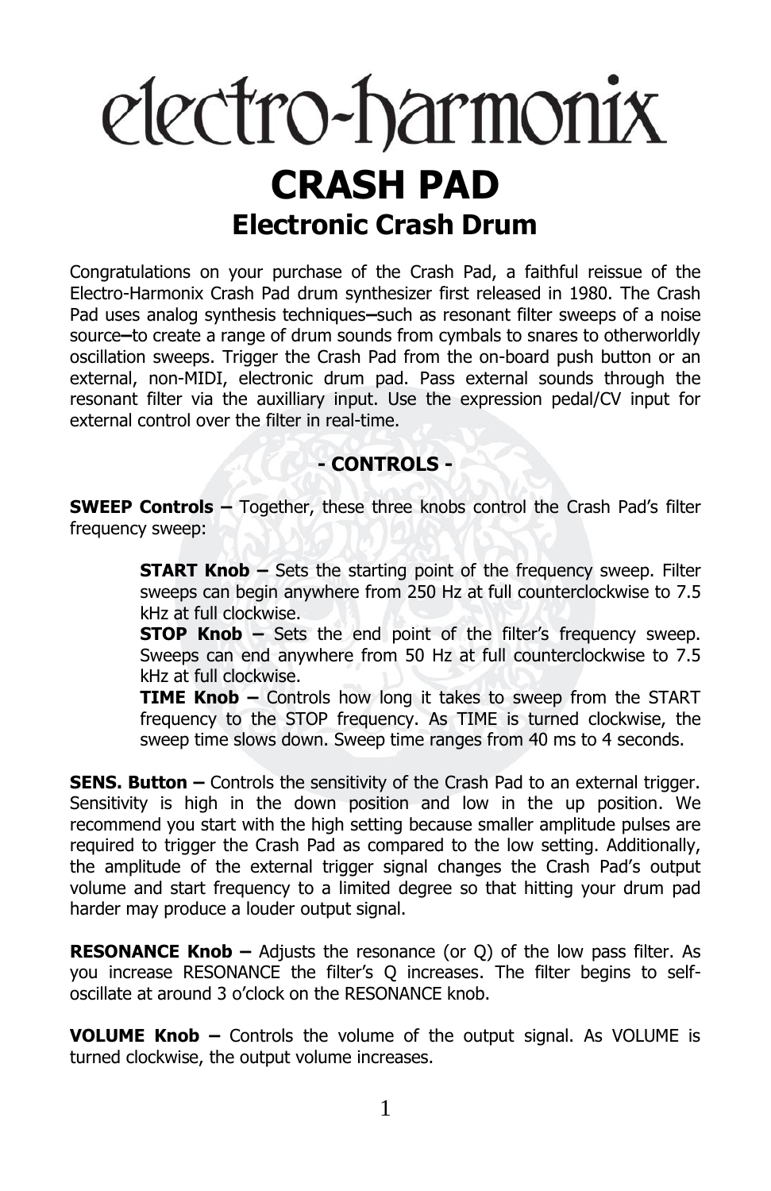# electro-harmonix

# CRASH PAD

## Electronic Crash Drum

Congratulations on your purchase of the Crash Pad, a faithful reissue of the Electro-Harmonix Crash Pad drum synthesizer first released in 1980. The Crash Pad uses analog synthesis techniques–such as resonant filter sweeps of a noise source–to create a range of drum sounds from cymbals to snares to otherworldly oscillation sweeps. Trigger the Crash Pad from the on-board push button or an external, non-MIDI, electronic drum pad. Pass external sounds through the resonant filter via the auxilliary input. Use the expression pedal/CV input for external control over the filter in real-time.

### - CONTROLS -

**SWEEP Controls –** Together, these three knobs control the Crash Pad's filter frequency sweep:

> **START Knob –** Sets the starting point of the frequency sweep. Filter sweeps can begin anywhere from 250 Hz at full counterclockwise to 7.5 kHz at full clockwise.
>
> **STOP Knob –** Sets the end point of the filter's frequency sweep. Sweeps can end anywhere from 50 Hz at full counterclockwise to 7.5 kHz at full clockwise.
>
> **TIME Knob –** Controls how long it takes to sweep from the START frequency to the STOP frequency. As TIME is turned clockwise, the sweep time slows down. Sweep time ranges from 40 ms to 4 seconds.

**SENS. Button –** Controls the sensitivity of the Crash Pad to an external trigger. Sensitivity is high in the down position and low in the up position. We recommend you start with the high setting because smaller amplitude pulses are required to trigger the Crash Pad as compared to the low setting. Additionally, the amplitude of the external trigger signal changes the Crash Pad's output volume and start frequency to a limited degree so that hitting your drum pad harder may produce a louder output signal.

**RESONANCE Knob –** Adjusts the resonance (or Q) of the low pass filter. As you increase RESONANCE the filter's Q increases. The filter begins to self-oscillate at around 3 o'clock on the RESONANCE knob.

**VOLUME Knob –** Controls the volume of the output signal. As VOLUME is turned clockwise, the output volume increases.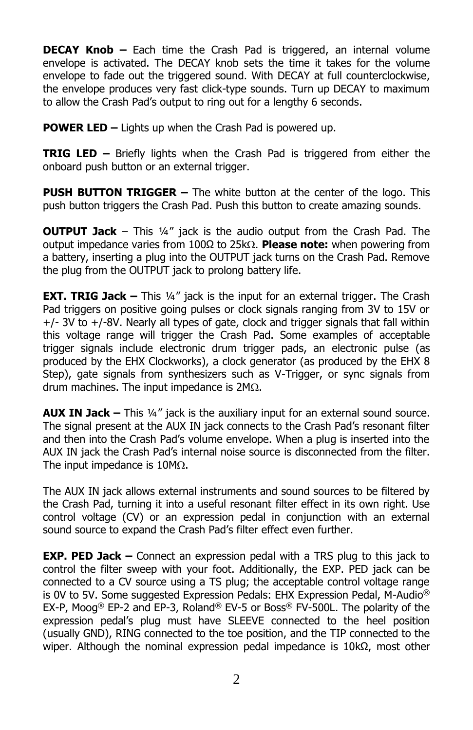**DECAY Knob –** Each time the Crash Pad is triggered, an internal volume envelope is activated. The DECAY knob sets the time it takes for the volume envelope to fade out the triggered sound. With DECAY at full counterclockwise, the envelope produces very fast click-type sounds. Turn up DECAY to maximum to allow the Crash Pad's output to ring out for a lengthy 6 seconds.

**POWER LED –** Lights up when the Crash Pad is powered up.

**TRIG LED –** Briefly lights when the Crash Pad is triggered from either the onboard push button or an external trigger.

**PUSH BUTTON TRIGGER –** The white button at the center of the logo. This push button triggers the Crash Pad. Push this button to create amazing sounds.

**OUTPUT Jack** – This ¼" jack is the audio output from the Crash Pad. The output impedance varies from 100Ω to 25kΩ. **Please note:** when powering from a battery, inserting a plug into the OUTPUT jack turns on the Crash Pad. Remove the plug from the OUTPUT jack to prolong battery life.

**EXT. TRIG Jack –** This ¼" jack is the input for an external trigger. The Crash Pad triggers on positive going pulses or clock signals ranging from 3V to 15V or +/- 3V to +/-8V. Nearly all types of gate, clock and trigger signals that fall within this voltage range will trigger the Crash Pad. Some examples of acceptable trigger signals include electronic drum trigger pads, an electronic pulse (as produced by the EHX Clockworks), a clock generator (as produced by the EHX 8 Step), gate signals from synthesizers such as V-Trigger, or sync signals from drum machines. The input impedance is 2MΩ.

**AUX IN Jack –** This ¼" jack is the auxiliary input for an external sound source. The signal present at the AUX IN jack connects to the Crash Pad's resonant filter and then into the Crash Pad's volume envelope. When a plug is inserted into the AUX IN jack the Crash Pad's internal noise source is disconnected from the filter. The input impedance is 10MΩ.

The AUX IN jack allows external instruments and sound sources to be filtered by the Crash Pad, turning it into a useful resonant filter effect in its own right. Use control voltage (CV) or an expression pedal in conjunction with an external sound source to expand the Crash Pad's filter effect even further.

**EXP. PED Jack –** Connect an expression pedal with a TRS plug to this jack to control the filter sweep with your foot. Additionally, the EXP. PED jack can be connected to a CV source using a TS plug; the acceptable control voltage range is 0V to 5V. Some suggested Expression Pedals: EHX Expression Pedal, M-Audio® EX-P, Moog® EP-2 and EP-3, Roland® EV-5 or Boss® FV-500L. The polarity of the expression pedal's plug must have SLEEVE connected to the heel position (usually GND), RING connected to the toe position, and the TIP connected to the wiper. Although the nominal expression pedal impedance is 10kΩ, most other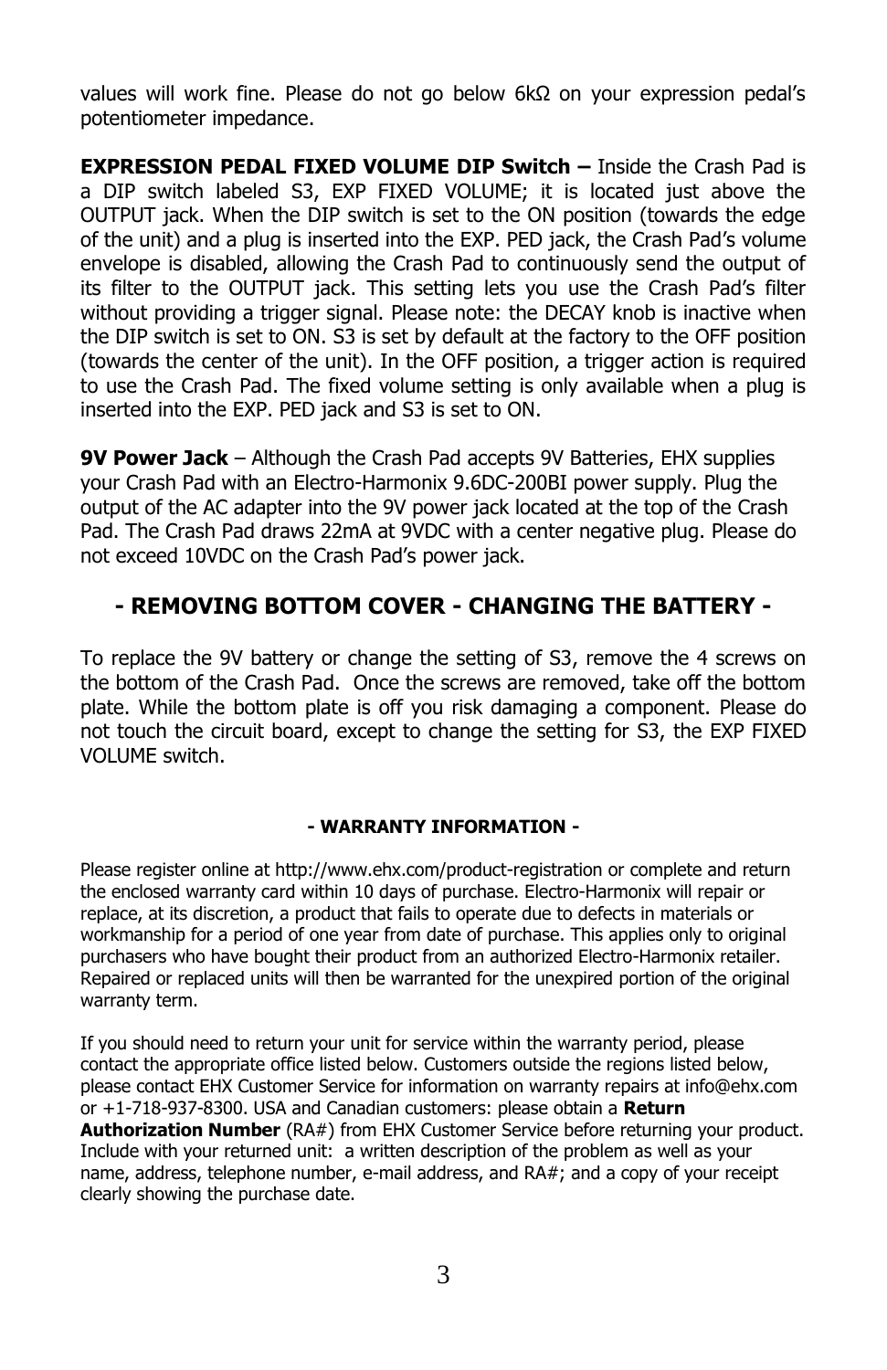values will work fine. Please do not go below 6kΩ on your expression pedal's potentiometer impedance.

**EXPRESSION PEDAL FIXED VOLUME DIP Switch –** Inside the Crash Pad is a DIP switch labeled S3, EXP FIXED VOLUME; it is located just above the OUTPUT jack. When the DIP switch is set to the ON position (towards the edge of the unit) and a plug is inserted into the EXP. PED jack, the Crash Pad's volume envelope is disabled, allowing the Crash Pad to continuously send the output of its filter to the OUTPUT jack. This setting lets you use the Crash Pad's filter without providing a trigger signal. Please note: the DECAY knob is inactive when the DIP switch is set to ON. S3 is set by default at the factory to the OFF position (towards the center of the unit). In the OFF position, a trigger action is required to use the Crash Pad. The fixed volume setting is only available when a plug is inserted into the EXP. PED jack and S3 is set to ON.

**9V Power Jack** – Although the Crash Pad accepts 9V Batteries, EHX supplies your Crash Pad with an Electro-Harmonix 9.6DC-200BI power supply. Plug the output of the AC adapter into the 9V power jack located at the top of the Crash Pad. The Crash Pad draws 22mA at 9VDC with a center negative plug. Please do not exceed 10VDC on the Crash Pad's power jack.

## - REMOVING BOTTOM COVER - CHANGING THE BATTERY -

To replace the 9V battery or change the setting of S3, remove the 4 screws on the bottom of the Crash Pad. Once the screws are removed, take off the bottom plate. While the bottom plate is off you risk damaging a component. Please do not touch the circuit board, except to change the setting for S3, the EXP FIXED VOLUME switch.

### - WARRANTY INFORMATION -

Please register online at http://www.ehx.com/product-registration or complete and return the enclosed warranty card within 10 days of purchase. Electro-Harmonix will repair or replace, at its discretion, a product that fails to operate due to defects in materials or workmanship for a period of one year from date of purchase. This applies only to original purchasers who have bought their product from an authorized Electro-Harmonix retailer. Repaired or replaced units will then be warranted for the unexpired portion of the original warranty term.

If you should need to return your unit for service within the warranty period, please contact the appropriate office listed below. Customers outside the regions listed below, please contact EHX Customer Service for information on warranty repairs at info@ehx.com or +1-718-937-8300. USA and Canadian customers: please obtain a **Return Authorization Number** (RA#) from EHX Customer Service before returning your product. Include with your returned unit: a written description of the problem as well as your name, address, telephone number, e-mail address, and RA#; and a copy of your receipt clearly showing the purchase date.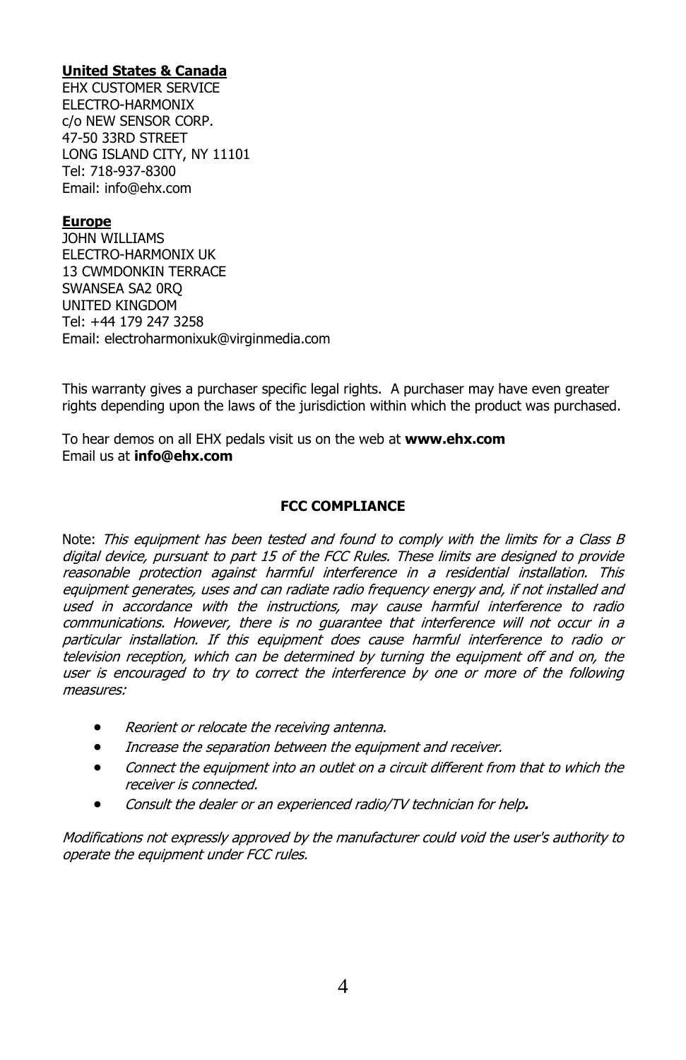**United States & Canada**
EHX CUSTOMER SERVICE
ELECTRO-HARMONIX
c/o NEW SENSOR CORP.
47-50 33RD STREET
LONG ISLAND CITY, NY 11101
Tel: 718-937-8300
Email: info@ehx.com

**Europe**
JOHN WILLIAMS
ELECTRO-HARMONIX UK
13 CWMDONKIN TERRACE
SWANSEA SA2 0RQ
UNITED KINGDOM
Tel: +44 179 247 3258
Email: electroharmonixuk@virginmedia.com

This warranty gives a purchaser specific legal rights. A purchaser may have even greater rights depending upon the laws of the jurisdiction within which the product was purchased.

To hear demos on all EHX pedals visit us on the web at **www.ehx.com**
Email us at **info@ehx.com**

## FCC COMPLIANCE

Note: *This equipment has been tested and found to comply with the limits for a Class B digital device, pursuant to part 15 of the FCC Rules. These limits are designed to provide reasonable protection against harmful interference in a residential installation. This equipment generates, uses and can radiate radio frequency energy and, if not installed and used in accordance with the instructions, may cause harmful interference to radio communications. However, there is no guarantee that interference will not occur in a particular installation. If this equipment does cause harmful interference to radio or television reception, which can be determined by turning the equipment off and on, the user is encouraged to try to correct the interference by one or more of the following measures:*

- *Reorient or relocate the receiving antenna.*
- *Increase the separation between the equipment and receiver.*
- *Connect the equipment into an outlet on a circuit different from that to which the receiver is connected.*
- *Consult the dealer or an experienced radio/TV technician for help.*

*Modifications not expressly approved by the manufacturer could void the user's authority to operate the equipment under FCC rules.*